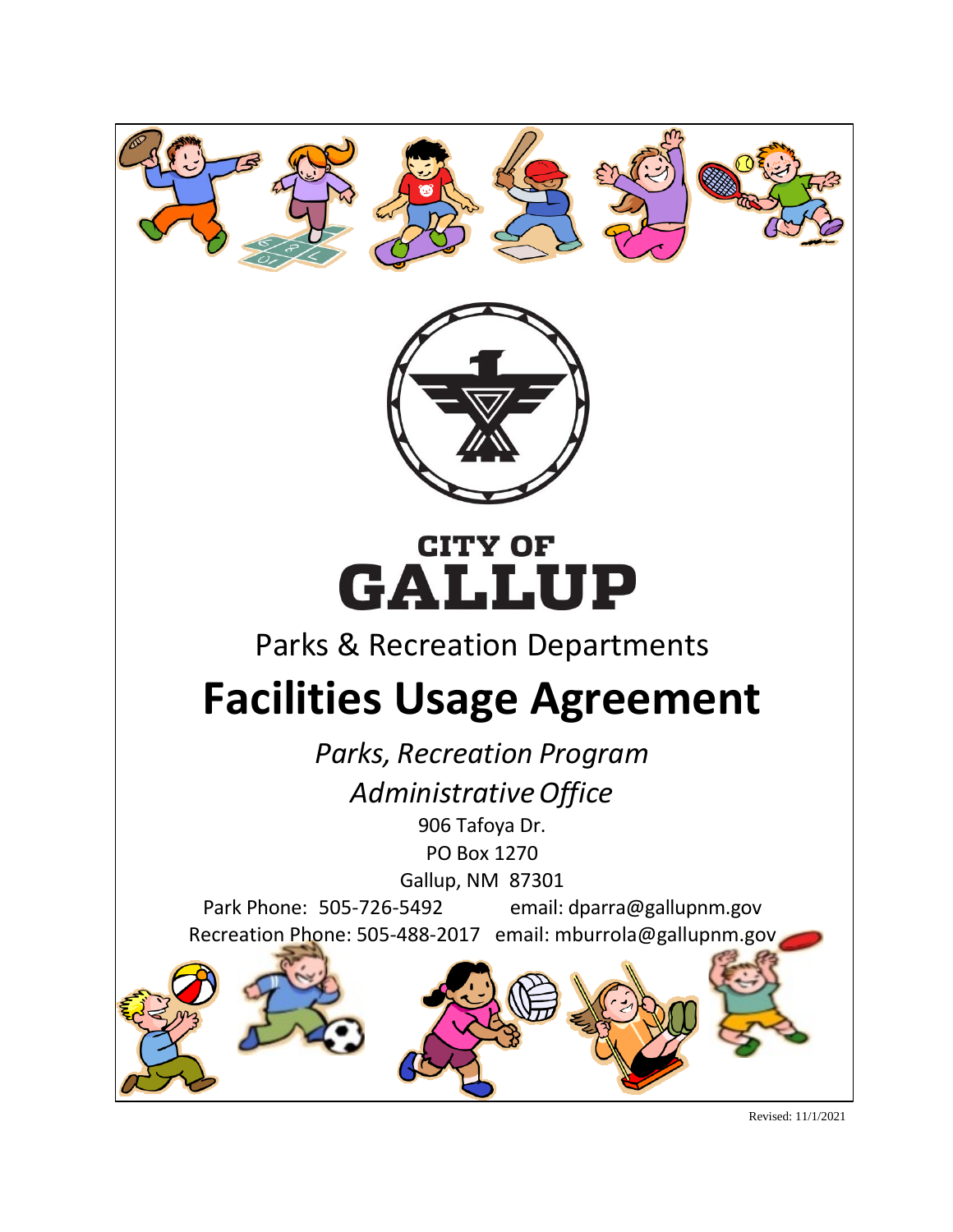**CITY OF**
# GALLUP

Parks & Recreation Departments

# Facilities Usage Agreement

*Parks, Recreation Program*

*Administrative Office*

906 Tafoya Dr.

PO Box 1270

Gallup, NM 87301

Park Phone: 505-726-5492 email: dparra@gallupnm.gov

Recreation Phone: 505-488-2017 email: mburrola@gallupnm.gov

Revised: 11/1/2021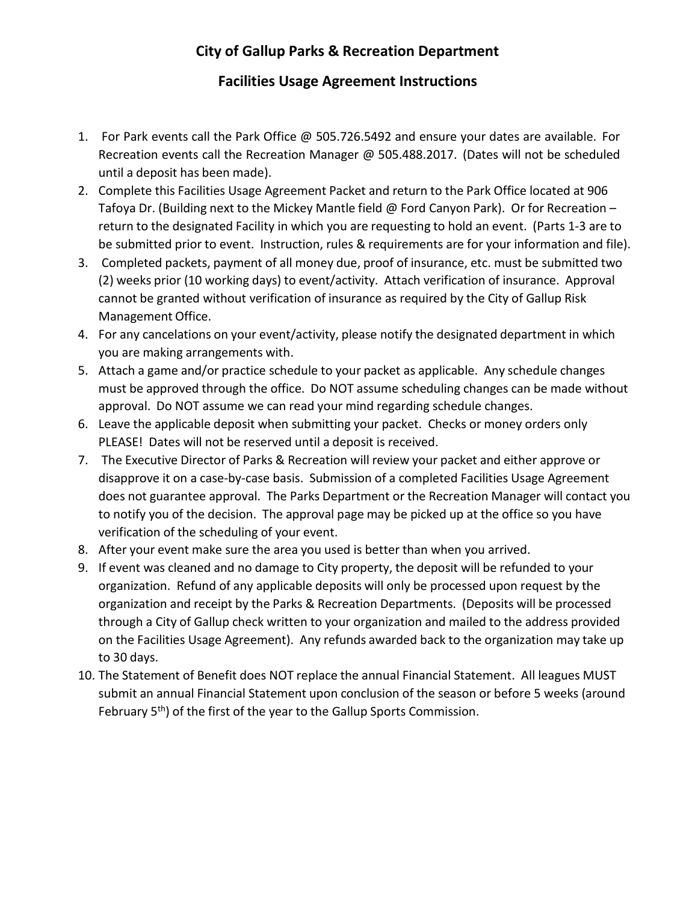# City of Gallup Parks & Recreation Department

## Facilities Usage Agreement Instructions

1. For Park events call the Park Office @ 505.726.5492 and ensure your dates are available. For Recreation events call the Recreation Manager @ 505.488.2017. (Dates will not be scheduled until a deposit has been made).
2. Complete this Facilities Usage Agreement Packet and return to the Park Office located at 906 Tafoya Dr. (Building next to the Mickey Mantle field @ Ford Canyon Park). Or for Recreation – return to the designated Facility in which you are requesting to hold an event. (Parts 1-3 are to be submitted prior to event. Instruction, rules & requirements are for your information and file).
3. Completed packets, payment of all money due, proof of insurance, etc. must be submitted two (2) weeks prior (10 working days) to event/activity. Attach verification of insurance. Approval cannot be granted without verification of insurance as required by the City of Gallup Risk Management Office.
4. For any cancelations on your event/activity, please notify the designated department in which you are making arrangements with.
5. Attach a game and/or practice schedule to your packet as applicable. Any schedule changes must be approved through the office. Do NOT assume scheduling changes can be made without approval. Do NOT assume we can read your mind regarding schedule changes.
6. Leave the applicable deposit when submitting your packet. Checks or money orders only PLEASE! Dates will not be reserved until a deposit is received.
7. The Executive Director of Parks & Recreation will review your packet and either approve or disapprove it on a case-by-case basis. Submission of a completed Facilities Usage Agreement does not guarantee approval. The Parks Department or the Recreation Manager will contact you to notify you of the decision. The approval page may be picked up at the office so you have verification of the scheduling of your event.
8. After your event make sure the area you used is better than when you arrived.
9. If event was cleaned and no damage to City property, the deposit will be refunded to your organization. Refund of any applicable deposits will only be processed upon request by the organization and receipt by the Parks & Recreation Departments. (Deposits will be processed through a City of Gallup check written to your organization and mailed to the address provided on the Facilities Usage Agreement). Any refunds awarded back to the organization may take up to 30 days.
10. The Statement of Benefit does NOT replace the annual Financial Statement. All leagues MUST submit an annual Financial Statement upon conclusion of the season or before 5 weeks (around February 5th) of the first of the year to the Gallup Sports Commission.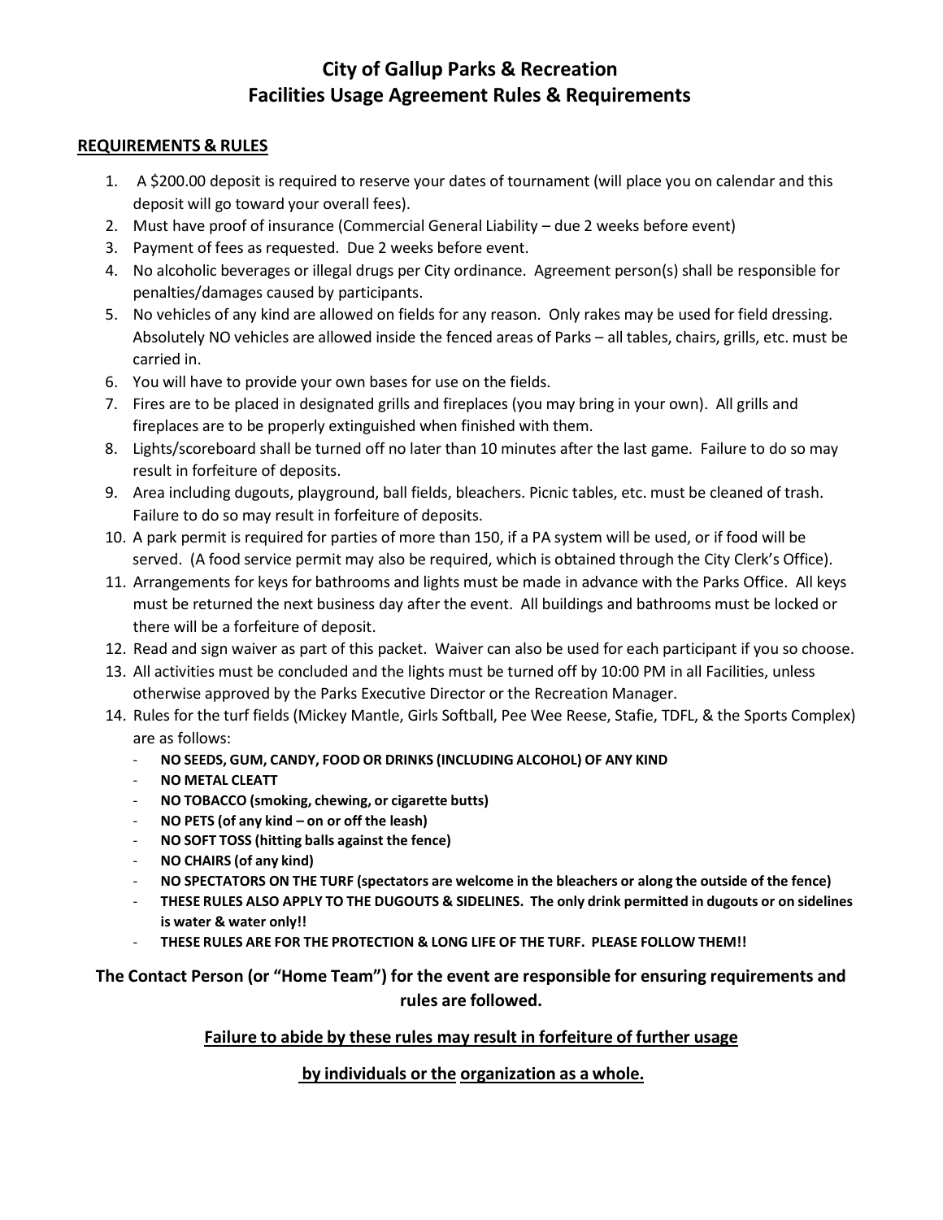# City of Gallup Parks & Recreation
# Facilities Usage Agreement Rules & Requirements

**REQUIREMENTS & RULES**

1. A $200.00 deposit is required to reserve your dates of tournament (will place you on calendar and this deposit will go toward your overall fees).
2. Must have proof of insurance (Commercial General Liability – due 2 weeks before event)
3. Payment of fees as requested. Due 2 weeks before event.
4. No alcoholic beverages or illegal drugs per City ordinance. Agreement person(s) shall be responsible for penalties/damages caused by participants.
5. No vehicles of any kind are allowed on fields for any reason. Only rakes may be used for field dressing. Absolutely NO vehicles are allowed inside the fenced areas of Parks – all tables, chairs, grills, etc. must be carried in.
6. You will have to provide your own bases for use on the fields.
7. Fires are to be placed in designated grills and fireplaces (you may bring in your own). All grills and fireplaces are to be properly extinguished when finished with them.
8. Lights/scoreboard shall be turned off no later than 10 minutes after the last game. Failure to do so may result in forfeiture of deposits.
9. Area including dugouts, playground, ball fields, bleachers. Picnic tables, etc. must be cleaned of trash. Failure to do so may result in forfeiture of deposits.
10. A park permit is required for parties of more than 150, if a PA system will be used, or if food will be served. (A food service permit may also be required, which is obtained through the City Clerk's Office).
11. Arrangements for keys for bathrooms and lights must be made in advance with the Parks Office. All keys must be returned the next business day after the event. All buildings and bathrooms must be locked or there will be a forfeiture of deposit.
12. Read and sign waiver as part of this packet. Waiver can also be used for each participant if you so choose.
13. All activities must be concluded and the lights must be turned off by 10:00 PM in all Facilities, unless otherwise approved by the Parks Executive Director or the Recreation Manager.
14. Rules for the turf fields (Mickey Mantle, Girls Softball, Pee Wee Reese, Stafie, TDFL, & the Sports Complex) are as follows:
    - **NO SEEDS, GUM, CANDY, FOOD OR DRINKS (INCLUDING ALCOHOL) OF ANY KIND**
    - **NO METAL CLEATT**
    - **NO TOBACCO (smoking, chewing, or cigarette butts)**
    - **NO PETS (of any kind – on or off the leash)**
    - **NO SOFT TOSS (hitting balls against the fence)**
    - **NO CHAIRS (of any kind)**
    - **NO SPECTATORS ON THE TURF (spectators are welcome in the bleachers or along the outside of the fence)**
    - **THESE RULES ALSO APPLY TO THE DUGOUTS & SIDELINES. The only drink permitted in dugouts or on sidelines is water & water only!!**
    - **THESE RULES ARE FOR THE PROTECTION & LONG LIFE OF THE TURF. PLEASE FOLLOW THEM!!**

**The Contact Person (or "Home Team") for the event are responsible for ensuring requirements and rules are followed.**

**Failure to abide by these rules may result in forfeiture of further usage by individuals or the organization as a whole.**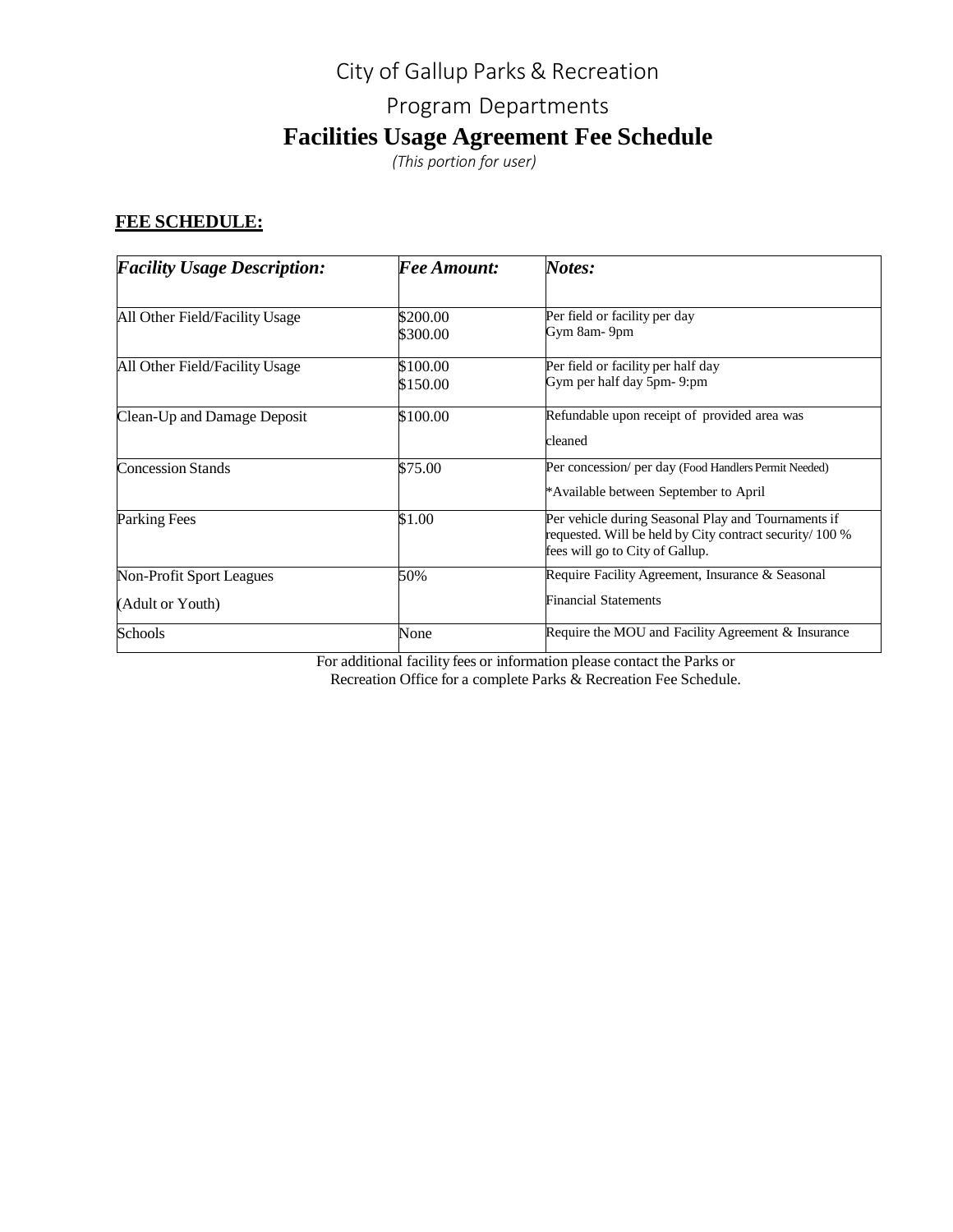# City of Gallup Parks & Recreation

## Program Departments

## Facilities Usage Agreement Fee Schedule

*(This portion for user)*

**FEE SCHEDULE:**

| *Facility Usage Description:* | *Fee Amount:* | *Notes:* |
|---|---|---|
| All Other Field/Facility Usage | $200.00<br>$300.00 | Per field or facility per day<br>Gym 8am- 9pm |
| All Other Field/Facility Usage | $100.00<br>$150.00 | Per field or facility per half day<br>Gym per half day 5pm- 9:pm |
| Clean-Up and Damage Deposit | $100.00 | Refundable upon receipt of provided area was cleaned |
| Concession Stands | $75.00 | Per concession/ per day (Food Handlers Permit Needed)<br>*Available between September to April |
| Parking Fees | $1.00 | Per vehicle during Seasonal Play and Tournaments if requested. Will be held by City contract security/ 100 % fees will go to City of Gallup. |
| Non-Profit Sport Leagues (Adult or Youth) | 50% | Require Facility Agreement, Insurance & Seasonal Financial Statements |
| Schools | None | Require the MOU and Facility Agreement & Insurance |

For additional facility fees or information please contact the Parks or Recreation Office for a complete Parks & Recreation Fee Schedule.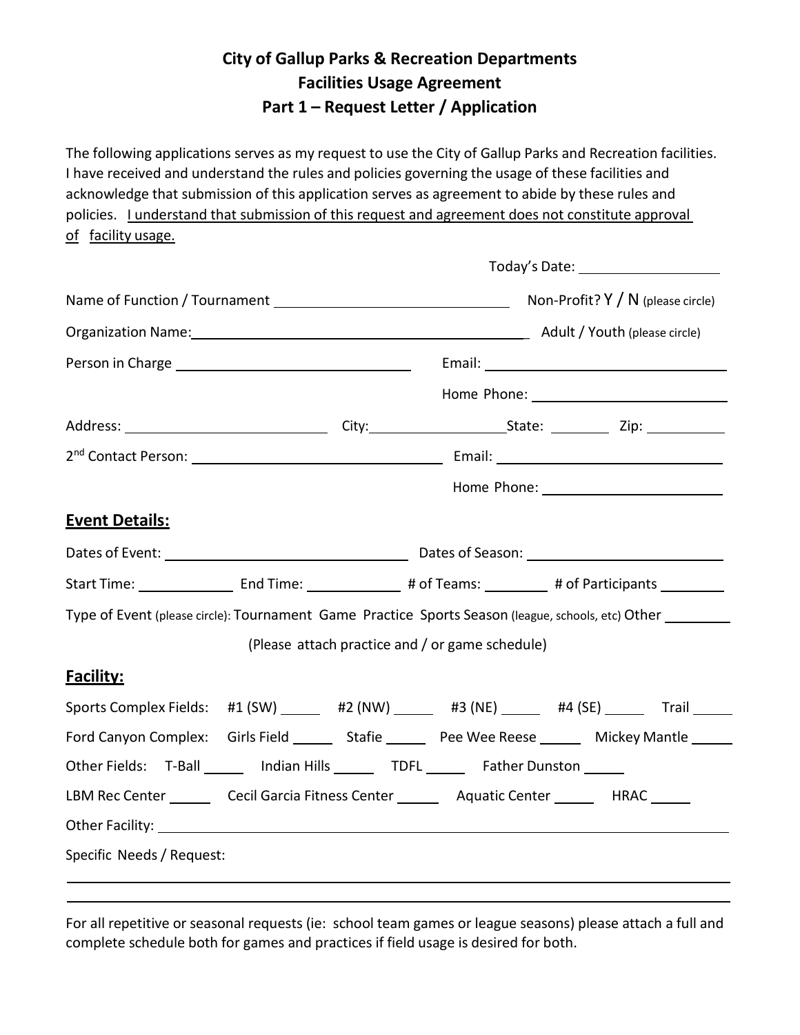# City of Gallup Parks & Recreation Departments
## Facilities Usage Agreement
## Part 1 – Request Letter / Application

The following applications serves as my request to use the City of Gallup Parks and Recreation facilities. I have received and understand the rules and policies governing the usage of these facilities and acknowledge that submission of this application serves as agreement to abide by these rules and policies. <u>I understand that submission of this request and agreement does not constitute approval of facility usage.</u>

Today's Date: ___________________

Name of Function / Tournament ______________________________ Non-Profit? Y / N (please circle)

Organization Name: ____________________________________________ Adult / Youth (please circle)

Person in Charge ________________________________ Email: ________________________________

Home Phone: ___________________________

Address: __________________________ City: ___________________ State: ________ Zip: __________

2nd Contact Person: ________________________________ Email: ______________________________

Home Phone: ___________________________

### Event Details:

Dates of Event: ________________________________ Dates of Season: _________________________

Start Time: ____________ End Time: ____________ # of Teams: ________ # of Participants ________

Type of Event (please circle): Tournament Game Practice Sports Season (league, schools, etc) Other ________

(Please attach practice and / or game schedule)

### Facility:

Sports Complex Fields: #1 (SW) _____ #2 (NW) _____ #3 (NE) _____ #4 (SE) _____ Trail _____

Ford Canyon Complex: Girls Field _____ Stafie _____ Pee Wee Reese _____ Mickey Mantle _____

Other Fields: T-Ball _____ Indian Hills _____ TDFL _____ Father Dunston _____

LBM Rec Center _____ Cecil Garcia Fitness Center _____ Aquatic Center _____ HRAC _____

Other Facility: ____________________________________________________________________________

Specific Needs / Request:

___________________________________________________________________________________________

___________________________________________________________________________________________

For all repetitive or seasonal requests (ie: school team games or league seasons) please attach a full and complete schedule both for games and practices if field usage is desired for both.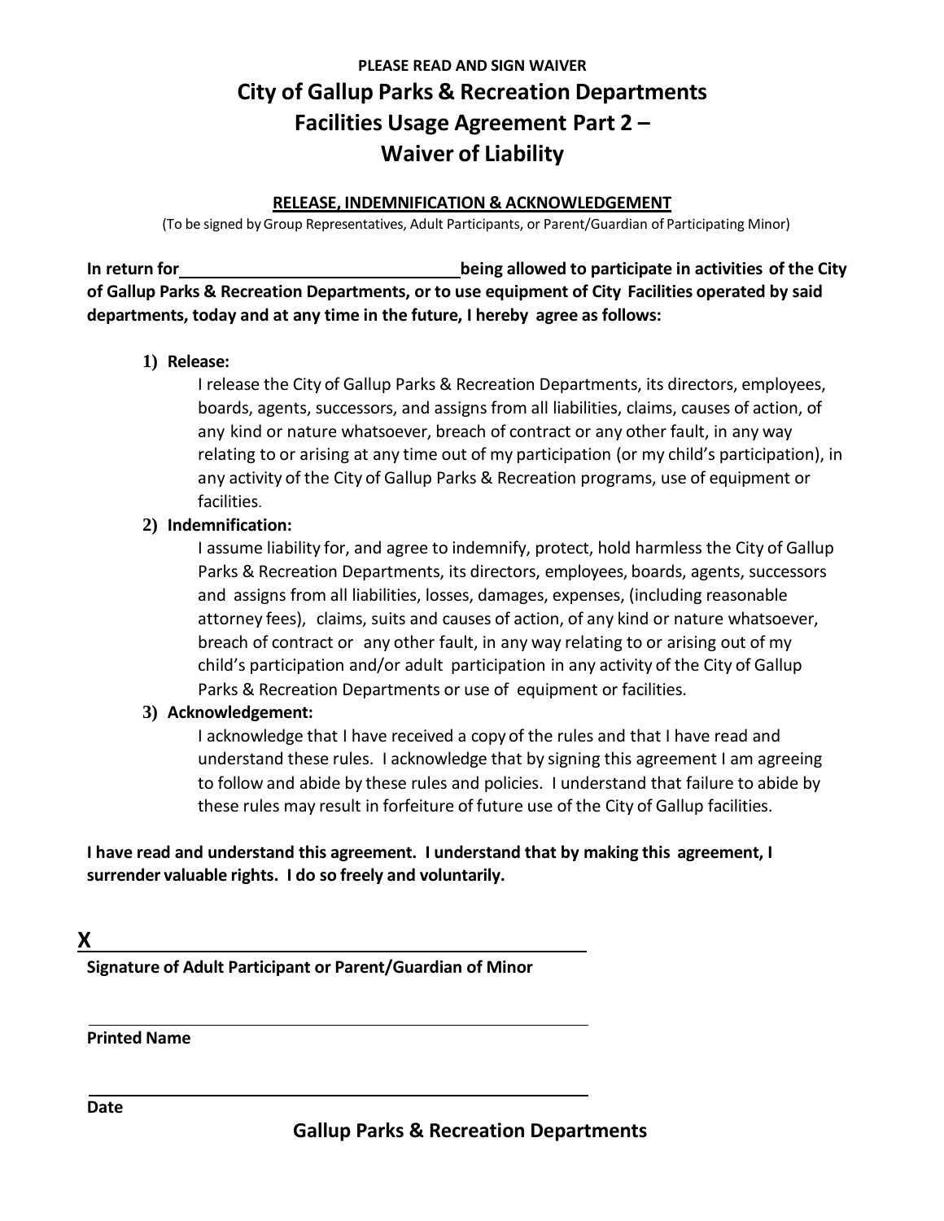**PLEASE READ AND SIGN WAIVER**

# City of Gallup Parks & Recreation Departments
# Facilities Usage Agreement Part 2 –
# Waiver of Liability

## RELEASE, INDEMNIFICATION & ACKNOWLEDGEMENT

(To be signed by Group Representatives, Adult Participants, or Parent/Guardian of Participating Minor)

**In return for \_\_\_\_\_\_\_\_\_\_\_\_\_\_\_\_\_\_\_\_\_\_\_\_\_\_\_\_\_\_ being allowed to participate in activities of the City of Gallup Parks & Recreation Departments, or to use equipment of City Facilities operated by said departments, today and at any time in the future, I hereby agree as follows:**

1) **Release:**
   I release the City of Gallup Parks & Recreation Departments, its directors, employees, boards, agents, successors, and assigns from all liabilities, claims, causes of action, of any kind or nature whatsoever, breach of contract or any other fault, in any way relating to or arising at any time out of my participation (or my child's participation), in any activity of the City of Gallup Parks & Recreation programs, use of equipment or facilities.
2) **Indemnification:**
   I assume liability for, and agree to indemnify, protect, hold harmless the City of Gallup Parks & Recreation Departments, its directors, employees, boards, agents, successors and assigns from all liabilities, losses, damages, expenses, (including reasonable attorney fees), claims, suits and causes of action, of any kind or nature whatsoever, breach of contract or any other fault, in any way relating to or arising out of my child's participation and/or adult participation in any activity of the City of Gallup Parks & Recreation Departments or use of equipment or facilities.
3) **Acknowledgement:**
   I acknowledge that I have received a copy of the rules and that I have read and understand these rules. I acknowledge that by signing this agreement I am agreeing to follow and abide by these rules and policies. I understand that failure to abide by these rules may result in forfeiture of future use of the City of Gallup facilities.

**I have read and understand this agreement. I understand that by making this agreement, I surrender valuable rights. I do so freely and voluntarily.**

**X** \_\_\_\_\_\_\_\_\_\_\_\_\_\_\_\_\_\_\_\_\_\_\_\_\_\_\_\_\_\_\_\_\_\_\_\_\_\_\_\_\_\_

**Signature of Adult Participant or Parent/Guardian of Minor**

\_\_\_\_\_\_\_\_\_\_\_\_\_\_\_\_\_\_\_\_\_\_\_\_\_\_\_\_\_\_\_\_\_\_\_\_\_\_\_\_\_\_

**Printed Name**

\_\_\_\_\_\_\_\_\_\_\_\_\_\_\_\_\_\_\_\_\_\_\_\_\_\_\_\_\_\_\_\_\_\_\_\_\_\_\_\_\_\_

**Date**

**Gallup Parks & Recreation Departments**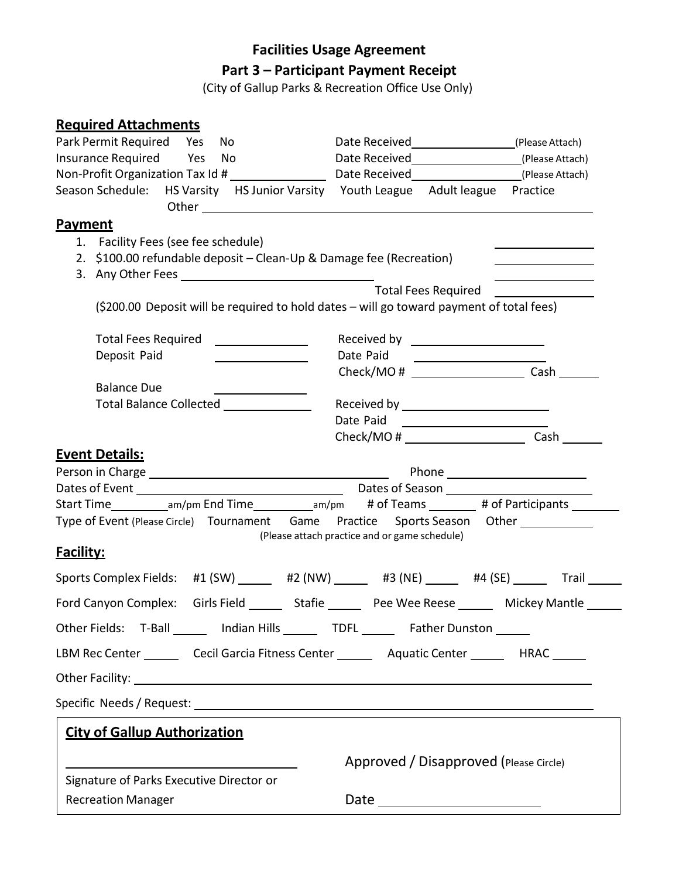# Facilities Usage Agreement

## Part 3 – Participant Payment Receipt

(City of Gallup Parks & Recreation Office Use Only)

**Required Attachments**

Park Permit Required Yes No Date Received ________________ (Please Attach)

Insurance Required Yes No Date Received ________________ (Please Attach)

Non-Profit Organization Tax Id # ______________ Date Received ________________ (Please Attach)

Season Schedule: HS Varsity HS Junior Varsity Youth League Adult league Practice

Other ____________________________________________

**Payment**

1. Facility Fees (see fee schedule) ______________
2. $100.00 refundable deposit – Clean-Up & Damage fee (Recreation) ______________
3. Any Other Fees ____________________________ ______________

Total Fees Required ______________

($200.00 Deposit will be required to hold dates – will go toward payment of total fees)

Total Fees Required ______________ Received by ____________________

Deposit Paid ______________ Date Paid ____________________

Check/MO # __________________ Cash ______

Balance Due ______________

Total Balance Collected ______________ Received by ____________________

Date Paid ____________________

Check/MO # __________________ Cash ______

**Event Details:**

Person in Charge ______________________________ Phone ____________________

Dates of Event ______________________________ Dates of Season ____________________

Start Time_________am/pm End Time_________am/pm # of Teams _______ # of Participants _______

Type of Event (Please Circle) Tournament Game Practice Sports Season Other __________

(Please attach practice and or game schedule)

**Facility:**

Sports Complex Fields: #1 (SW) _____ #2 (NW) _____ #3 (NE) _____ #4 (SE) _____ Trail _____

Ford Canyon Complex: Girls Field _____ Stafie _____ Pee Wee Reese _____ Mickey Mantle _____

Other Fields: T-Ball _____ Indian Hills _____ TDFL _____ Father Dunston _____

LBM Rec Center _____ Cecil Garcia Fitness Center _____ Aquatic Center _____ HRAC _____

Other Facility: ____________________________________________

Specific Needs / Request: ____________________________________________

**City of Gallup Authorization**

______________________________ Approved / Disapproved (Please Circle)

Signature of Parks Executive Director or Recreation Manager

Date ____________________